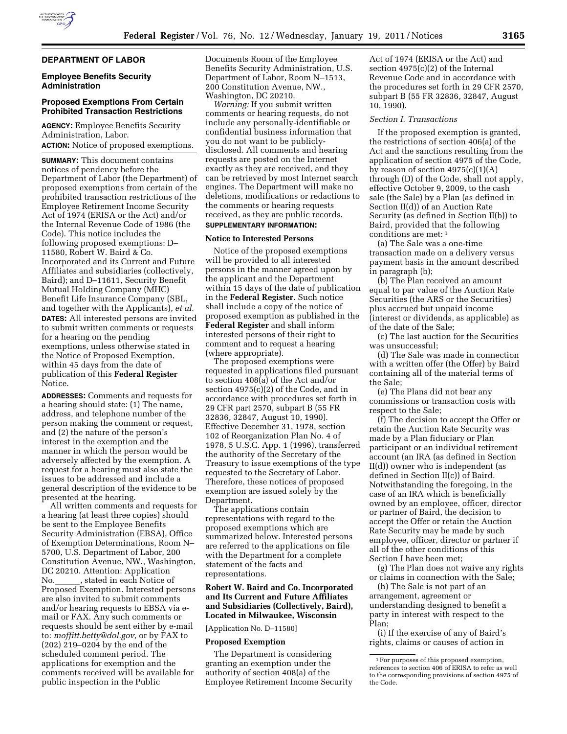## DEPARTMENT OF LABOR

### Employee Benefits Security Administration

### Proposed Exemptions From Certain Prohibited Transaction Restrictions

**AGENCY:** Employee Benefits Security Administration, Labor.

**ACTION:** Notice of proposed exemptions.

**SUMMARY:** This document contains notices of pendency before the Department of Labor (the Department) of proposed exemptions from certain of the prohibited transaction restrictions of the Employee Retirement Income Security Act of 1974 (ERISA or the Act) and/or the Internal Revenue Code of 1986 (the Code). This notice includes the following proposed exemptions: D–11580, Robert W. Baird & Co. Incorporated and its Current and Future Affiliates and subsidiaries (collectively, Baird); and D–11611, Security Benefit Mutual Holding Company (MHC) Benefit Life Insurance Company (SBL, and together with the Applicants), *et al.*

**DATES:** All interested persons are invited to submit written comments or requests for a hearing on the pending exemptions, unless otherwise stated in the Notice of Proposed Exemption, within 45 days from the date of publication of this **Federal Register** Notice.

**ADDRESSES:** Comments and requests for a hearing should state: (1) The name, address, and telephone number of the person making the comment or request, and (2) the nature of the person's interest in the exemption and the manner in which the person would be adversely affected by the exemption. A request for a hearing must also state the issues to be addressed and include a general description of the evidence to be presented at the hearing.

All written comments and requests for a hearing (at least three copies) should be sent to the Employee Benefits Security Administration (EBSA), Office of Exemption Determinations, Room N–5700, U.S. Department of Labor, 200 Constitution Avenue, NW., Washington, DC 20210. Attention: Application No.______, stated in each Notice of Proposed Exemption. Interested persons are also invited to submit comments and/or hearing requests to EBSA via e-mail or FAX. Any such comments or requests should be sent either by e-mail to: *moffitt.betty@dol.gov,* or by FAX to (202) 219–0204 by the end of the scheduled comment period. The applications for exemption and the comments received will be available for public inspection in the Public Documents Room of the Employee Benefits Security Administration, U.S. Department of Labor, Room N–1513, 200 Constitution Avenue, NW., Washington, DC 20210.

*Warning:* If you submit written comments or hearing requests, do not include any personally-identifiable or confidential business information that you do not want to be publicly-disclosed. All comments and hearing requests are posted on the Internet exactly as they are received, and they can be retrieved by most Internet search engines. The Department will make no deletions, modifications or redactions to the comments or hearing requests received, as they are public records.

**SUPPLEMENTARY INFORMATION:**

#### Notice to Interested Persons

Notice of the proposed exemptions will be provided to all interested persons in the manner agreed upon by the applicant and the Department within 15 days of the date of publication in the **Federal Register**. Such notice shall include a copy of the notice of proposed exemption as published in the **Federal Register** and shall inform interested persons of their right to comment and to request a hearing (where appropriate).

The proposed exemptions were requested in applications filed pursuant to section 408(a) of the Act and/or section 4975(c)(2) of the Code, and in accordance with procedures set forth in 29 CFR part 2570, subpart B (55 FR 32836, 32847, August 10, 1990). Effective December 31, 1978, section 102 of Reorganization Plan No. 4 of 1978, 5 U.S.C. App. 1 (1996), transferred the authority of the Secretary of the Treasury to issue exemptions of the type requested to the Secretary of Labor. Therefore, these notices of proposed exemption are issued solely by the Department.

The applications contain representations with regard to the proposed exemptions which are summarized below. Interested persons are referred to the applications on file with the Department for a complete statement of the facts and representations.

#### Robert W. Baird and Co. Incorporated and Its Current and Future Affiliates and Subsidiaries (Collectively, Baird), Located in Milwaukee, Wisconsin

[Application No. D–11580]

#### Proposed Exemption

The Department is considering granting an exemption under the authority of section 408(a) of the Employee Retirement Income Security Act of 1974 (ERISA or the Act) and section 4975(c)(2) of the Internal Revenue Code and in accordance with the procedures set forth in 29 CFR 2570, subpart B (55 FR 32836, 32847, August 10, 1990).

*Section I. Transactions*

If the proposed exemption is granted, the restrictions of section 406(a) of the Act and the sanctions resulting from the application of section 4975 of the Code, by reason of section 4975(c)(1)(A) through (D) of the Code, shall not apply, effective October 9, 2009, to the cash sale (the Sale) by a Plan (as defined in Section II(d)) of an Auction Rate Security (as defined in Section II(b)) to Baird, provided that the following conditions are met:[1]

(a) The Sale was a one-time transaction made on a delivery versus payment basis in the amount described in paragraph (b);

(b) The Plan received an amount equal to par value of the Auction Rate Securities (the ARS or the Securities) plus accrued but unpaid income (interest or dividends, as applicable) as of the date of the Sale;

(c) The last auction for the Securities was unsuccessful;

(d) The Sale was made in connection with a written offer (the Offer) by Baird containing all of the material terms of the Sale;

(e) The Plans did not bear any commissions or transaction costs with respect to the Sale;

(f) The decision to accept the Offer or retain the Auction Rate Security was made by a Plan fiduciary or Plan participant or an individual retirement account (an IRA (as defined in Section II(d)) owner who is independent (as defined in Section II(c)) of Baird. Notwithstanding the foregoing, in the case of an IRA which is beneficially owned by an employee, officer, director or partner of Baird, the decision to accept the Offer or retain the Auction Rate Security may be made by such employee, officer, director or partner if all of the other conditions of this Section I have been met;

(g) The Plan does not waive any rights or claims in connection with the Sale;

(h) The Sale is not part of an arrangement, agreement or understanding designed to benefit a party in interest with respect to the Plan;

(i) If the exercise of any of Baird's rights, claims or causes of action in

[1] For purposes of this proposed exemption, references to section 406 of ERISA to refer as well to the corresponding provisions of section 4975 of the Code.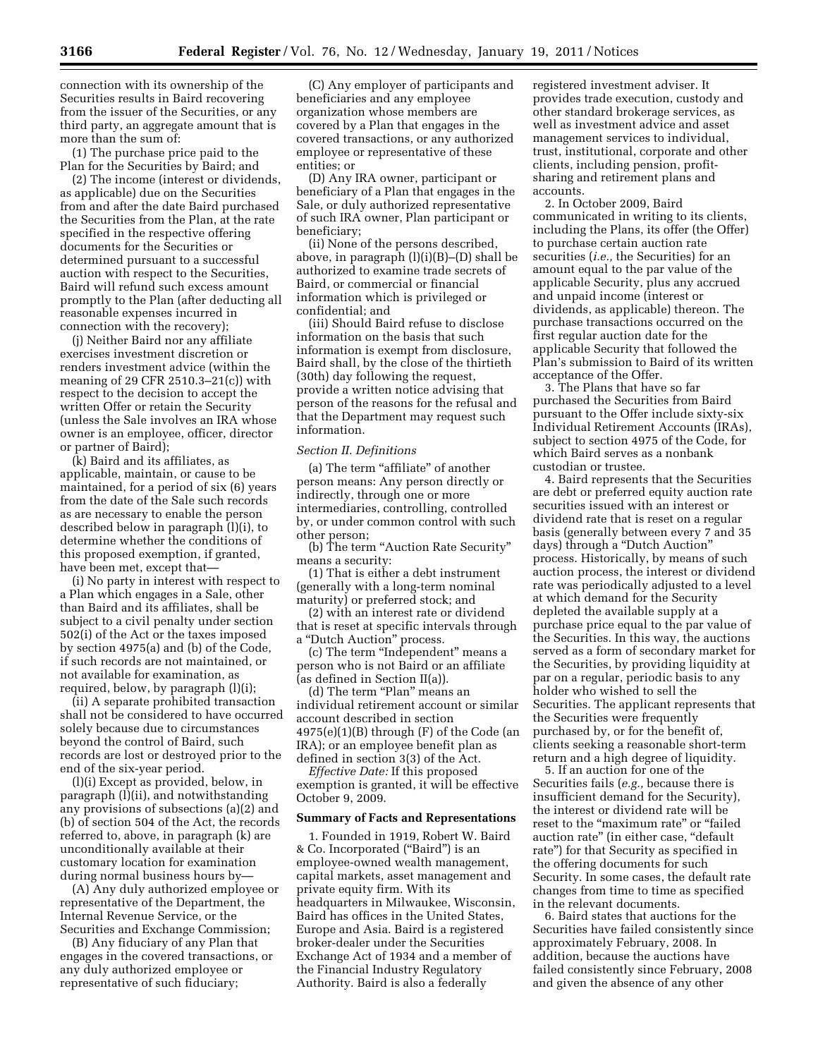connection with its ownership of the Securities results in Baird recovering from the issuer of the Securities, or any third party, an aggregate amount that is more than the sum of:

(1) The purchase price paid to the Plan for the Securities by Baird; and

(2) The income (interest or dividends, as applicable) due on the Securities from and after the date Baird purchased the Securities from the Plan, at the rate specified in the respective offering documents for the Securities or determined pursuant to a successful auction with respect to the Securities, Baird will refund such excess amount promptly to the Plan (after deducting all reasonable expenses incurred in connection with the recovery);

(j) Neither Baird nor any affiliate exercises investment discretion or renders investment advice (within the meaning of 29 CFR 2510.3–21(c)) with respect to the decision to accept the written Offer or retain the Security (unless the Sale involves an IRA whose owner is an employee, officer, director or partner of Baird);

(k) Baird and its affiliates, as applicable, maintain, or cause to be maintained, for a period of six (6) years from the date of the Sale such records as are necessary to enable the person described below in paragraph (l)(i), to determine whether the conditions of this proposed exemption, if granted, have been met, except that—

(i) No party in interest with respect to a Plan which engages in a Sale, other than Baird and its affiliates, shall be subject to a civil penalty under section 502(i) of the Act or the taxes imposed by section 4975(a) and (b) of the Code, if such records are not maintained, or not available for examination, as required, below, by paragraph (l)(i);

(ii) A separate prohibited transaction shall not be considered to have occurred solely because due to circumstances beyond the control of Baird, such records are lost or destroyed prior to the end of the six-year period.

(l)(i) Except as provided, below, in paragraph (l)(ii), and notwithstanding any provisions of subsections (a)(2) and (b) of section 504 of the Act, the records referred to, above, in paragraph (k) are unconditionally available at their customary location for examination during normal business hours by—

(A) Any duly authorized employee or representative of the Department, the Internal Revenue Service, or the Securities and Exchange Commission;

(B) Any fiduciary of any Plan that engages in the covered transactions, or any duly authorized employee or representative of such fiduciary;

(C) Any employer of participants and beneficiaries and any employee organization whose members are covered by a Plan that engages in the covered transactions, or any authorized employee or representative of these entities; or

(D) Any IRA owner, participant or beneficiary of a Plan that engages in the Sale, or duly authorized representative of such IRA owner, Plan participant or beneficiary;

(ii) None of the persons described, above, in paragraph (l)(i)(B)–(D) shall be authorized to examine trade secrets of Baird, or commercial or financial information which is privileged or confidential; and

(iii) Should Baird refuse to disclose information on the basis that such information is exempt from disclosure, Baird shall, by the close of the thirtieth (30th) day following the request, provide a written notice advising that person of the reasons for the refusal and that the Department may request such information.

*Section II. Definitions*

(a) The term "affiliate" of another person means: Any person directly or indirectly, through one or more intermediaries, controlling, controlled by, or under common control with such other person;

(b) The term "Auction Rate Security" means a security:

(1) That is either a debt instrument (generally with a long-term nominal maturity) or preferred stock; and

(2) with an interest rate or dividend that is reset at specific intervals through a "Dutch Auction" process.

(c) The term "Independent" means a person who is not Baird or an affiliate (as defined in Section II(a)).

(d) The term "Plan" means an individual retirement account or similar account described in section 4975(e)(1)(B) through (F) of the Code (an IRA); or an employee benefit plan as defined in section 3(3) of the Act.

*Effective Date:* If this proposed exemption is granted, it will be effective October 9, 2009.

**Summary of Facts and Representations**

1. Founded in 1919, Robert W. Baird & Co. Incorporated ("Baird") is an employee-owned wealth management, capital markets, asset management and private equity firm. With its headquarters in Milwaukee, Wisconsin, Baird has offices in the United States, Europe and Asia. Baird is a registered broker-dealer under the Securities Exchange Act of 1934 and a member of the Financial Industry Regulatory Authority. Baird is also a federally registered investment adviser. It provides trade execution, custody and other standard brokerage services, as well as investment advice and asset management services to individual, trust, institutional, corporate and other clients, including pension, profit-sharing and retirement plans and accounts.

2. In October 2009, Baird communicated in writing to its clients, including the Plans, its offer (the Offer) to purchase certain auction rate securities (*i.e.,* the Securities) for an amount equal to the par value of the applicable Security, plus any accrued and unpaid income (interest or dividends, as applicable) thereon. The purchase transactions occurred on the first regular auction date for the applicable Security that followed the Plan's submission to Baird of its written acceptance of the Offer.

3. The Plans that have so far purchased the Securities from Baird pursuant to the Offer include sixty-six Individual Retirement Accounts (IRAs), subject to section 4975 of the Code, for which Baird serves as a nonbank custodian or trustee.

4. Baird represents that the Securities are debt or preferred equity auction rate securities issued with an interest or dividend rate that is reset on a regular basis (generally between every 7 and 35 days) through a "Dutch Auction" process. Historically, by means of such auction process, the interest or dividend rate was periodically adjusted to a level at which demand for the Security depleted the available supply at a purchase price equal to the par value of the Securities. In this way, the auctions served as a form of secondary market for the Securities, by providing liquidity at par on a regular, periodic basis to any holder who wished to sell the Securities. The applicant represents that the Securities were frequently purchased by, or for the benefit of, clients seeking a reasonable short-term return and a high degree of liquidity.

5. If an auction for one of the Securities fails (*e.g.,* because there is insufficient demand for the Security), the interest or dividend rate will be reset to the "maximum rate" or "failed auction rate" (in either case, "default rate") for that Security as specified in the offering documents for such Security. In some cases, the default rate changes from time to time as specified in the relevant documents.

6. Baird states that auctions for the Securities have failed consistently since approximately February, 2008. In addition, because the auctions have failed consistently since February, 2008 and given the absence of any other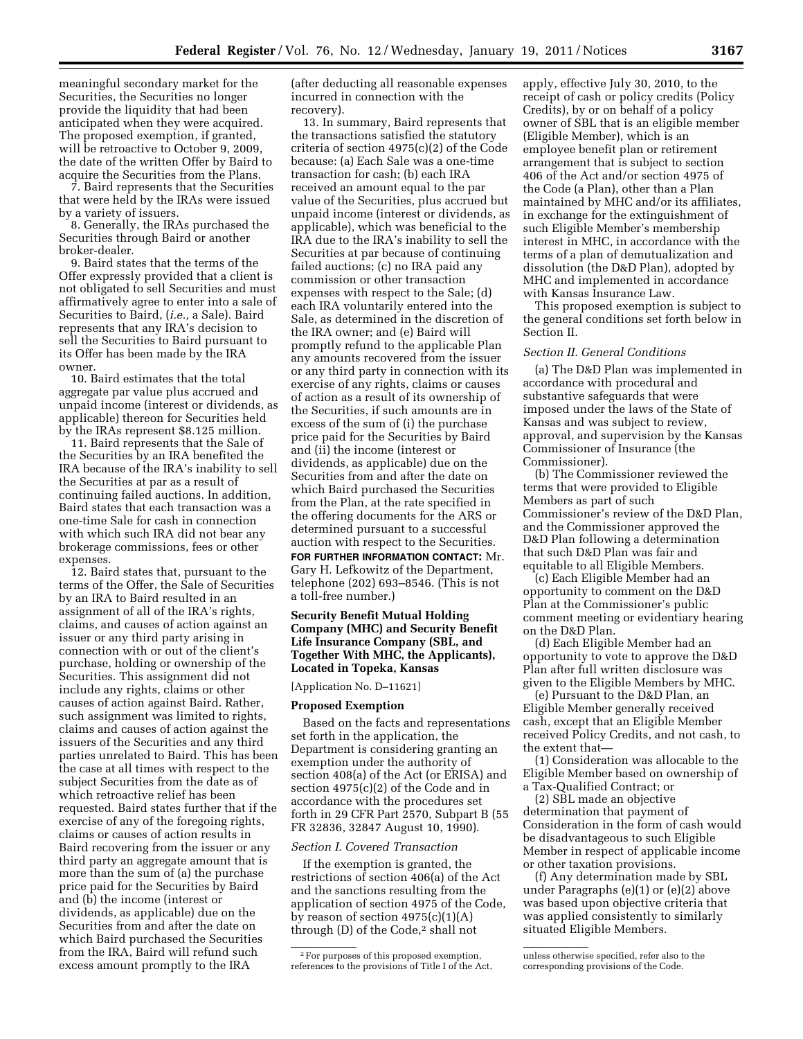meaningful secondary market for the Securities, the Securities no longer provide the liquidity that had been anticipated when they were acquired. The proposed exemption, if granted, will be retroactive to October 9, 2009, the date of the written Offer by Baird to acquire the Securities from the Plans.

7. Baird represents that the Securities that were held by the IRAs were issued by a variety of issuers.

8. Generally, the IRAs purchased the Securities through Baird or another broker-dealer.

9. Baird states that the terms of the Offer expressly provided that a client is not obligated to sell Securities and must affirmatively agree to enter into a sale of Securities to Baird, (*i.e.,* a Sale). Baird represents that any IRA's decision to sell the Securities to Baird pursuant to its Offer has been made by the IRA owner.

10. Baird estimates that the total aggregate par value plus accrued and unpaid income (interest or dividends, as applicable) thereon for Securities held by the IRAs represent $8.125 million.

11. Baird represents that the Sale of the Securities by an IRA benefited the IRA because of the IRA's inability to sell the Securities at par as a result of continuing failed auctions. In addition, Baird states that each transaction was a one-time Sale for cash in connection with which such IRA did not bear any brokerage commissions, fees or other expenses.

12. Baird states that, pursuant to the terms of the Offer, the Sale of Securities by an IRA to Baird resulted in an assignment of all of the IRA's rights, claims, and causes of action against an issuer or any third party arising in connection with or out of the client's purchase, holding or ownership of the Securities. This assignment did not include any rights, claims or other causes of action against Baird. Rather, such assignment was limited to rights, claims and causes of action against the issuers of the Securities and any third parties unrelated to Baird. This has been the case at all times with respect to the subject Securities from the date as of which retroactive relief has been requested. Baird states further that if the exercise of any of the foregoing rights, claims or causes of action results in Baird recovering from the issuer or any third party an aggregate amount that is more than the sum of (a) the purchase price paid for the Securities by Baird and (b) the income (interest or dividends, as applicable) due on the Securities from and after the date on which Baird purchased the Securities from the IRA, Baird will refund such excess amount promptly to the IRA (after deducting all reasonable expenses incurred in connection with the recovery).

13. In summary, Baird represents that the transactions satisfied the statutory criteria of section 4975(c)(2) of the Code because: (a) Each Sale was a one-time transaction for cash; (b) each IRA received an amount equal to the par value of the Securities, plus accrued but unpaid income (interest or dividends, as applicable), which was beneficial to the IRA due to the IRA's inability to sell the Securities at par because of continuing failed auctions; (c) no IRA paid any commission or other transaction expenses with respect to the Sale; (d) each IRA voluntarily entered into the Sale, as determined in the discretion of the IRA owner; and (e) Baird will promptly refund to the applicable Plan any amounts recovered from the issuer or any third party in connection with its exercise of any rights, claims or causes of action as a result of its ownership of the Securities, if such amounts are in excess of the sum of (i) the purchase price paid for the Securities by Baird and (ii) the income (interest or dividends, as applicable) due on the Securities from and after the date on which Baird purchased the Securities from the Plan, at the rate specified in the offering documents for the ARS or determined pursuant to a successful auction with respect to the Securities.

**FOR FURTHER INFORMATION CONTACT:** Mr. Gary H. Lefkowitz of the Department, telephone (202) 693–8546. (This is not a toll-free number.)

## Security Benefit Mutual Holding Company (MHC) and Security Benefit Life Insurance Company (SBL, and Together With MHC, the Applicants), Located in Topeka, Kansas

[Application No. D–11621]

### Proposed Exemption

Based on the facts and representations set forth in the application, the Department is considering granting an exemption under the authority of section 408(a) of the Act (or ERISA) and section 4975(c)(2) of the Code and in accordance with the procedures set forth in 29 CFR Part 2570, Subpart B (55 FR 32836, 32847 August 10, 1990).

#### *Section I. Covered Transaction*

If the exemption is granted, the restrictions of section 406(a) of the Act and the sanctions resulting from the application of section 4975 of the Code, by reason of section 4975(c)(1)(A) through (D) of the Code,[2] shall not apply, effective July 30, 2010, to the receipt of cash or policy credits (Policy Credits), by or on behalf of a policy owner of SBL that is an eligible member (Eligible Member), which is an employee benefit plan or retirement arrangement that is subject to section 406 of the Act and/or section 4975 of the Code (a Plan), other than a Plan maintained by MHC and/or its affiliates, in exchange for the extinguishment of such Eligible Member's membership interest in MHC, in accordance with the terms of a plan of demutualization and dissolution (the D&D Plan), adopted by MHC and implemented in accordance with Kansas Insurance Law.

This proposed exemption is subject to the general conditions set forth below in Section II.

#### *Section II. General Conditions*

(a) The D&D Plan was implemented in accordance with procedural and substantive safeguards that were imposed under the laws of the State of Kansas and was subject to review, approval, and supervision by the Kansas Commissioner of Insurance (the Commissioner).

(b) The Commissioner reviewed the terms that were provided to Eligible Members as part of such Commissioner's review of the D&D Plan, and the Commissioner approved the D&D Plan following a determination that such D&D Plan was fair and equitable to all Eligible Members.

(c) Each Eligible Member had an opportunity to comment on the D&D Plan at the Commissioner's public comment meeting or evidentiary hearing on the D&D Plan.

(d) Each Eligible Member had an opportunity to vote to approve the D&D Plan after full written disclosure was given to the Eligible Members by MHC.

(e) Pursuant to the D&D Plan, an Eligible Member generally received cash, except that an Eligible Member received Policy Credits, and not cash, to the extent that—

(1) Consideration was allocable to the Eligible Member based on ownership of a Tax-Qualified Contract; or

(2) SBL made an objective determination that payment of Consideration in the form of cash would be disadvantageous to such Eligible Member in respect of applicable income or other taxation provisions.

(f) Any determination made by SBL under Paragraphs (e)(1) or (e)(2) above was based upon objective criteria that was applied consistently to similarly situated Eligible Members.

---

[2] For purposes of this proposed exemption, references to the provisions of Title I of the Act, unless otherwise specified, refer also to the corresponding provisions of the Code.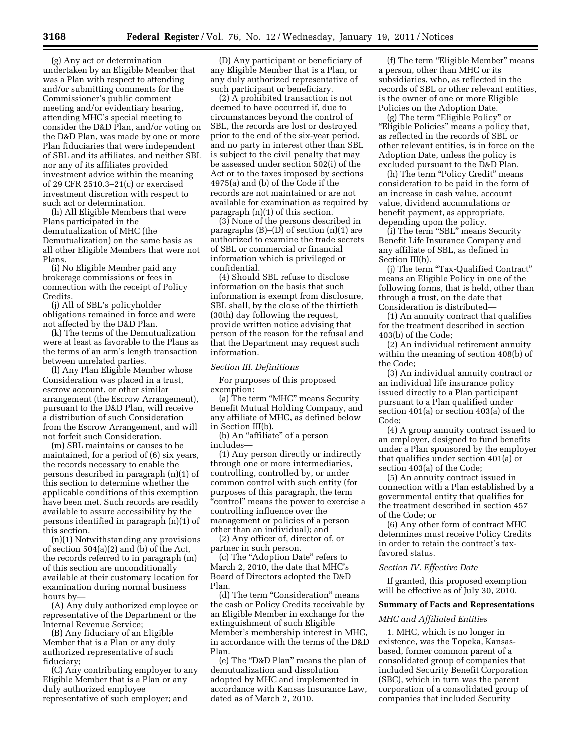(g) Any act or determination undertaken by an Eligible Member that was a Plan with respect to attending and/or submitting comments for the Commissioner's public comment meeting and/or evidentiary hearing, attending MHC's special meeting to consider the D&D Plan, and/or voting on the D&D Plan, was made by one or more Plan fiduciaries that were independent of SBL and its affiliates, and neither SBL nor any of its affiliates provided investment advice within the meaning of 29 CFR 2510.3–21(c) or exercised investment discretion with respect to such act or determination.

(h) All Eligible Members that were Plans participated in the demutualization of MHC (the Demutualization) on the same basis as all other Eligible Members that were not Plans.

(i) No Eligible Member paid any brokerage commissions or fees in connection with the receipt of Policy Credits.

(j) All of SBL's policyholder obligations remained in force and were not affected by the D&D Plan.

(k) The terms of the Demutualization were at least as favorable to the Plans as the terms of an arm's length transaction between unrelated parties.

(l) Any Plan Eligible Member whose Consideration was placed in a trust, escrow account, or other similar arrangement (the Escrow Arrangement), pursuant to the D&D Plan, will receive a distribution of such Consideration from the Escrow Arrangement, and will not forfeit such Consideration.

(m) SBL maintains or causes to be maintained, for a period of (6) six years, the records necessary to enable the persons described in paragraph (n)(1) of this section to determine whether the applicable conditions of this exemption have been met. Such records are readily available to assure accessibility by the persons identified in paragraph (n)(1) of this section.

(n)(1) Notwithstanding any provisions of section 504(a)(2) and (b) of the Act, the records referred to in paragraph (m) of this section are unconditionally available at their customary location for examination during normal business hours by—

(A) Any duly authorized employee or representative of the Department or the Internal Revenue Service;

(B) Any fiduciary of an Eligible Member that is a Plan or any duly authorized representative of such fiduciary;

(C) Any contributing employer to any Eligible Member that is a Plan or any duly authorized employee representative of such employer; and

(D) Any participant or beneficiary of any Eligible Member that is a Plan, or any duly authorized representative of such participant or beneficiary.

(2) A prohibited transaction is not deemed to have occurred if, due to circumstances beyond the control of SBL, the records are lost or destroyed prior to the end of the six-year period, and no party in interest other than SBL is subject to the civil penalty that may be assessed under section 502(i) of the Act or to the taxes imposed by sections 4975(a) and (b) of the Code if the records are not maintained or are not available for examination as required by paragraph (n)(1) of this section.

(3) None of the persons described in paragraphs (B)–(D) of section (n)(1) are authorized to examine the trade secrets of SBL or commercial or financial information which is privileged or confidential.

(4) Should SBL refuse to disclose information on the basis that such information is exempt from disclosure, SBL shall, by the close of the thirtieth (30th) day following the request, provide written notice advising that person of the reason for the refusal and that the Department may request such information.

*Section III. Definitions*

For purposes of this proposed exemption:

(a) The term "MHC" means Security Benefit Mutual Holding Company, and any affiliate of MHC, as defined below in Section III(b).

(b) An "affiliate" of a person includes—

(1) Any person directly or indirectly through one or more intermediaries, controlling, controlled by, or under common control with such entity (for purposes of this paragraph, the term "control" means the power to exercise a controlling influence over the management or policies of a person other than an individual); and

(2) Any officer of, director of, or partner in such person.

(c) The "Adoption Date" refers to March 2, 2010, the date that MHC's Board of Directors adopted the D&D Plan.

(d) The term "Consideration" means the cash or Policy Credits receivable by an Eligible Member in exchange for the extinguishment of such Eligible Member's membership interest in MHC, in accordance with the terms of the D&D Plan.

(e) The "D&D Plan" means the plan of demutualization and dissolution adopted by MHC and implemented in accordance with Kansas Insurance Law, dated as of March 2, 2010.

(f) The term "Eligible Member" means a person, other than MHC or its subsidiaries, who, as reflected in the records of SBL or other relevant entities, is the owner of one or more Eligible Policies on the Adoption Date.

(g) The term "Eligible Policy" or "Eligible Policies" means a policy that, as reflected in the records of SBL or other relevant entities, is in force on the Adoption Date, unless the policy is excluded pursuant to the D&D Plan.

(h) The term "Policy Credit" means consideration to be paid in the form of an increase in cash value, account value, dividend accumulations or benefit payment, as appropriate, depending upon the policy.

(i) The term "SBL" means Security Benefit Life Insurance Company and any affiliate of SBL, as defined in Section III(b).

(j) The term "Tax-Qualified Contract" means an Eligible Policy in one of the following forms, that is held, other than through a trust, on the date that Consideration is distributed—

(1) An annuity contract that qualifies for the treatment described in section 403(b) of the Code;

(2) An individual retirement annuity within the meaning of section 408(b) of the Code;

(3) An individual annuity contract or an individual life insurance policy issued directly to a Plan participant pursuant to a Plan qualified under section 401(a) or section 403(a) of the Code;

(4) A group annuity contract issued to an employer, designed to fund benefits under a Plan sponsored by the employer that qualifies under section 401(a) or section 403(a) of the Code;

(5) An annuity contract issued in connection with a Plan established by a governmental entity that qualifies for the treatment described in section 457 of the Code; or

(6) Any other form of contract MHC determines must receive Policy Credits in order to retain the contract's tax-favored status.

*Section IV. Effective Date*

If granted, this proposed exemption will be effective as of July 30, 2010.

**Summary of Facts and Representations**

*MHC and Affiliated Entities*

1. MHC, which is no longer in existence, was the Topeka, Kansas-based, former common parent of a consolidated group of companies that included Security Benefit Corporation (SBC), which in turn was the parent corporation of a consolidated group of companies that included Security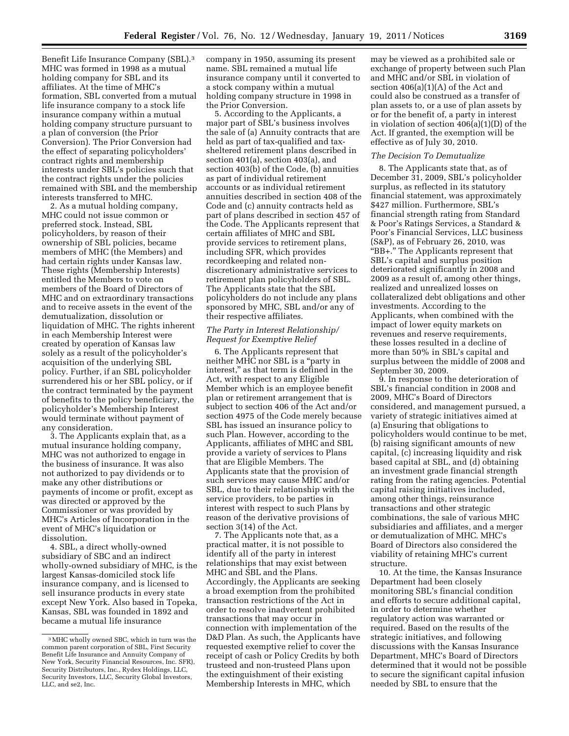Benefit Life Insurance Company (SBL).[3] MHC was formed in 1998 as a mutual holding company for SBL and its affiliates. At the time of MHC's formation, SBL converted from a mutual life insurance company to a stock life insurance company within a mutual holding company structure pursuant to a plan of conversion (the Prior Conversion). The Prior Conversion had the effect of separating policyholders' contract rights and membership interests under SBL's policies such that the contract rights under the policies remained with SBL and the membership interests transferred to MHC.

2. As a mutual holding company, MHC could not issue common or preferred stock. Instead, SBL policyholders, by reason of their ownership of SBL policies, became members of MHC (the Members) and had certain rights under Kansas law. These rights (Membership Interests) entitled the Members to vote on members of the Board of Directors of MHC and on extraordinary transactions and to receive assets in the event of the demutualization, dissolution or liquidation of MHC. The rights inherent in each Membership Interest were created by operation of Kansas law solely as a result of the policyholder's acquisition of the underlying SBL policy. Further, if an SBL policyholder surrendered his or her SBL policy, or if the contract terminated by the payment of benefits to the policy beneficiary, the policyholder's Membership Interest would terminate without payment of any consideration.

3. The Applicants explain that, as a mutual insurance holding company, MHC was not authorized to engage in the business of insurance. It was also not authorized to pay dividends or to make any other distributions or payments of income or profit, except as was directed or approved by the Commissioner or was provided by MHC's Articles of Incorporation in the event of MHC's liquidation or dissolution.

4. SBL, a direct wholly-owned subsidiary of SBC and an indirect wholly-owned subsidiary of MHC, is the largest Kansas-domiciled stock life insurance company, and is licensed to sell insurance products in every state except New York. Also based in Topeka, Kansas, SBL was founded in 1892 and became a mutual life insurance company in 1950, assuming its present name. SBL remained a mutual life insurance company until it converted to a stock company within a mutual holding company structure in 1998 in the Prior Conversion.

5. According to the Applicants, a major part of SBL's business involves the sale of (a) Annuity contracts that are held as part of tax-qualified and tax-sheltered retirement plans described in section 401(a), section 403(a), and section 403(b) of the Code, (b) annuities as part of individual retirement accounts or as individual retirement annuities described in section 408 of the Code and (c) annuity contracts held as part of plans described in section 457 of the Code. The Applicants represent that certain affiliates of MHC and SBL provide services to retirement plans, including SFR, which provides recordkeeping and related non-discretionary administrative services to retirement plan policyholders of SBL. The Applicants state that the SBL policyholders do not include any plans sponsored by MHC, SBL and/or any of their respective affiliates.

### *The Party in Interest Relationship/ Request for Exemptive Relief*

6. The Applicants represent that neither MHC nor SBL is a "party in interest," as that term is defined in the Act, with respect to any Eligible Member which is an employee benefit plan or retirement arrangement that is subject to section 406 of the Act and/or section 4975 of the Code merely because SBL has issued an insurance policy to such Plan. However, according to the Applicants, affiliates of MHC and SBL provide a variety of services to Plans that are Eligible Members. The Applicants state that the provision of such services may cause MHC and/or SBL, due to their relationship with the service providers, to be parties in interest with respect to such Plans by reason of the derivative provisions of section 3(14) of the Act.

7. The Applicants note that, as a practical matter, it is not possible to identify all of the party in interest relationships that may exist between MHC and SBL and the Plans. Accordingly, the Applicants are seeking a broad exemption from the prohibited transaction restrictions of the Act in order to resolve inadvertent prohibited transactions that may occur in connection with implementation of the D&D Plan. As such, the Applicants have requested exemptive relief to cover the receipt of cash or Policy Credits by both trusteed and non-trusteed Plans upon the extinguishment of their existing Membership Interests in MHC, which may be viewed as a prohibited sale or exchange of property between such Plan and MHC and/or SBL in violation of section 406(a)(1)(A) of the Act and could also be construed as a transfer of plan assets to, or a use of plan assets by or for the benefit of, a party in interest in violation of section 406(a)(1)(D) of the Act. If granted, the exemption will be effective as of July 30, 2010.

### *The Decision To Demutualize*

8. The Applicants state that, as of December 31, 2009, SBL's policyholder surplus, as reflected in its statutory financial statement, was approximately $427 million. Furthermore, SBL's financial strength rating from Standard & Poor's Ratings Services, a Standard & Poor's Financial Services, LLC business (S&P), as of February 26, 2010, was "BB+." The Applicants represent that SBL's capital and surplus position deteriorated significantly in 2008 and 2009 as a result of, among other things, realized and unrealized losses on collateralized debt obligations and other investments. According to the Applicants, when combined with the impact of lower equity markets on revenues and reserve requirements, these losses resulted in a decline of more than 50% in SBL's capital and surplus between the middle of 2008 and September 30, 2009.

9. In response to the deterioration of SBL's financial condition in 2008 and 2009, MHC's Board of Directors considered, and management pursued, a variety of strategic initiatives aimed at (a) Ensuring that obligations to policyholders would continue to be met, (b) raising significant amounts of new capital, (c) increasing liquidity and risk based capital at SBL, and (d) obtaining an investment grade financial strength rating from the rating agencies. Potential capital raising initiatives included, among other things, reinsurance transactions and other strategic combinations, the sale of various MHC subsidiaries and affiliates, and a merger or demutualization of MHC. MHC's Board of Directors also considered the viability of retaining MHC's current structure.

10. At the time, the Kansas Insurance Department had been closely monitoring SBL's financial condition and efforts to secure additional capital, in order to determine whether regulatory action was warranted or required. Based on the results of the strategic initiatives, and following discussions with the Kansas Insurance Department, MHC's Board of Directors determined that it would not be possible to secure the significant capital infusion needed by SBL to ensure that the

[3] MHC wholly owned SBC, which in turn was the common parent corporation of SBL, First Security Benefit Life Insurance and Annuity Company of New York, Security Financial Resources, Inc. SFR), Security Distributors, Inc., Rydex Holdings, LLC, Security Investors, LLC, Security Global Investors, LLC, and se2, Inc.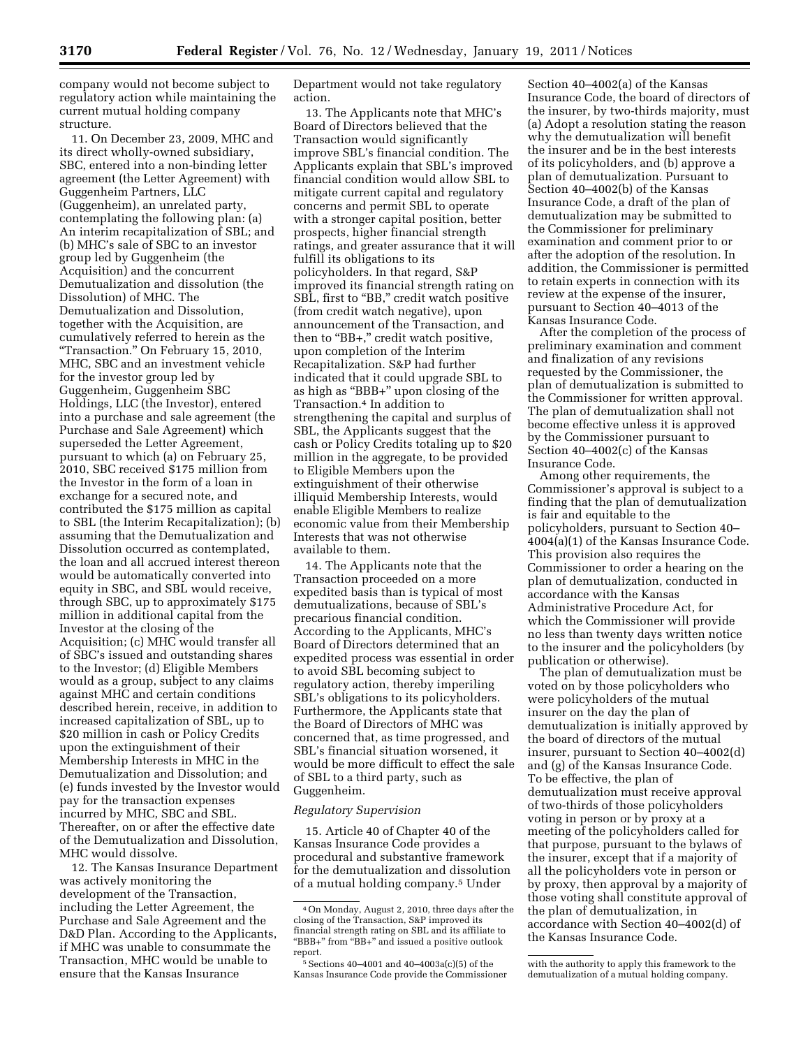company would not become subject to regulatory action while maintaining the current mutual holding company structure.

11. On December 23, 2009, MHC and its direct wholly-owned subsidiary, SBC, entered into a non-binding letter agreement (the Letter Agreement) with Guggenheim Partners, LLC (Guggenheim), an unrelated party, contemplating the following plan: (a) An interim recapitalization of SBL; and (b) MHC's sale of SBC to an investor group led by Guggenheim (the Acquisition) and the concurrent Demutualization and dissolution (the Dissolution) of MHC. The Demutualization and Dissolution, together with the Acquisition, are cumulatively referred to herein as the "Transaction." On February 15, 2010, MHC, SBC and an investment vehicle for the investor group led by Guggenheim, Guggenheim SBC Holdings, LLC (the Investor), entered into a purchase and sale agreement (the Purchase and Sale Agreement) which superseded the Letter Agreement, pursuant to which (a) on February 25, 2010, SBC received $175 million from the Investor in the form of a loan in exchange for a secured note, and contributed the $175 million as capital to SBL (the Interim Recapitalization); (b) assuming that the Demutualization and Dissolution occurred as contemplated, the loan and all accrued interest thereon would be automatically converted into equity in SBC, and SBL would receive, through SBC, up to approximately $175 million in additional capital from the Investor at the closing of the Acquisition; (c) MHC would transfer all of SBC's issued and outstanding shares to the Investor; (d) Eligible Members would as a group, subject to any claims against MHC and certain conditions described herein, receive, in addition to increased capitalization of SBL, up to $20 million in cash or Policy Credits upon the extinguishment of their Membership Interests in MHC in the Demutualization and Dissolution; and (e) funds invested by the Investor would pay for the transaction expenses incurred by MHC, SBC and SBL. Thereafter, on or after the effective date of the Demutualization and Dissolution, MHC would dissolve.

12. The Kansas Insurance Department was actively monitoring the development of the Transaction, including the Letter Agreement, the Purchase and Sale Agreement and the D&D Plan. According to the Applicants, if MHC was unable to consummate the Transaction, MHC would be unable to ensure that the Kansas Insurance Department would not take regulatory action.

13. The Applicants note that MHC's Board of Directors believed that the Transaction would significantly improve SBL's financial condition. The Applicants explain that SBL's improved financial condition would allow SBL to mitigate current capital and regulatory concerns and permit SBL to operate with a stronger capital position, better prospects, higher financial strength ratings, and greater assurance that it will fulfill its obligations to its policyholders. In that regard, S&P improved its financial strength rating on SBL, first to "BB," credit watch positive (from credit watch negative), upon announcement of the Transaction, and then to "BB+," credit watch positive, upon completion of the Interim Recapitalization. S&P had further indicated that it could upgrade SBL to as high as "BBB+" upon closing of the Transaction.[4] In addition to strengthening the capital and surplus of SBL, the Applicants suggest that the cash or Policy Credits totaling up to $20 million in the aggregate, to be provided to Eligible Members upon the extinguishment of their otherwise illiquid Membership Interests, would enable Eligible Members to realize economic value from their Membership Interests that was not otherwise available to them.

14. The Applicants note that the Transaction proceeded on a more expedited basis than is typical of most demutualizations, because of SBL's precarious financial condition. According to the Applicants, MHC's Board of Directors determined that an expedited process was essential in order to avoid SBL becoming subject to regulatory action, thereby imperiling SBL's obligations to its policyholders. Furthermore, the Applicants state that the Board of Directors of MHC was concerned that, as time progressed, and SBL's financial situation worsened, it would be more difficult to effect the sale of SBL to a third party, such as Guggenheim.

*Regulatory Supervision*

15. Article 40 of Chapter 40 of the Kansas Insurance Code provides a procedural and substantive framework for the demutualization and dissolution of a mutual holding company.[5] Under Section 40–4002(a) of the Kansas Insurance Code, the board of directors of the insurer, by two-thirds majority, must (a) Adopt a resolution stating the reason why the demutualization will benefit the insurer and be in the best interests of its policyholders, and (b) approve a plan of demutualization. Pursuant to Section 40–4002(b) of the Kansas Insurance Code, a draft of the plan of demutualization may be submitted to the Commissioner for preliminary examination and comment prior to or after the adoption of the resolution. In addition, the Commissioner is permitted to retain experts in connection with its review at the expense of the insurer, pursuant to Section 40–4013 of the Kansas Insurance Code.

After the completion of the process of preliminary examination and comment and finalization of any revisions requested by the Commissioner, the plan of demutualization is submitted to the Commissioner for written approval. The plan of demutualization shall not become effective unless it is approved by the Commissioner pursuant to Section 40–4002(c) of the Kansas Insurance Code.

Among other requirements, the Commissioner's approval is subject to a finding that the plan of demutualization is fair and equitable to the policyholders, pursuant to Section 40–4004(a)(1) of the Kansas Insurance Code. This provision also requires the Commissioner to order a hearing on the plan of demutualization, conducted in accordance with the Kansas Administrative Procedure Act, for which the Commissioner will provide no less than twenty days written notice to the insurer and the policyholders (by publication or otherwise).

The plan of demutualization must be voted on by those policyholders who were policyholders of the mutual insurer on the day the plan of demutualization is initially approved by the board of directors of the mutual insurer, pursuant to Section 40–4002(d) and (g) of the Kansas Insurance Code. To be effective, the plan of demutualization must receive approval of two-thirds of those policyholders voting in person or by proxy at a meeting of the policyholders called for that purpose, pursuant to the bylaws of the insurer, except that if a majority of all the policyholders vote in person or by proxy, then approval by a majority of those voting shall constitute approval of the plan of demutualization, in accordance with Section 40–4002(d) of the Kansas Insurance Code.

---

[4] On Monday, August 2, 2010, three days after the closing of the Transaction, S&P improved its financial strength rating on SBL and its affiliate to "BBB+" from "BB+" and issued a positive outlook report.

[5] Sections 40–4001 and 40–4003a(c)(5) of the Kansas Insurance Code provide the Commissioner with the authority to apply this framework to the demutualization of a mutual holding company.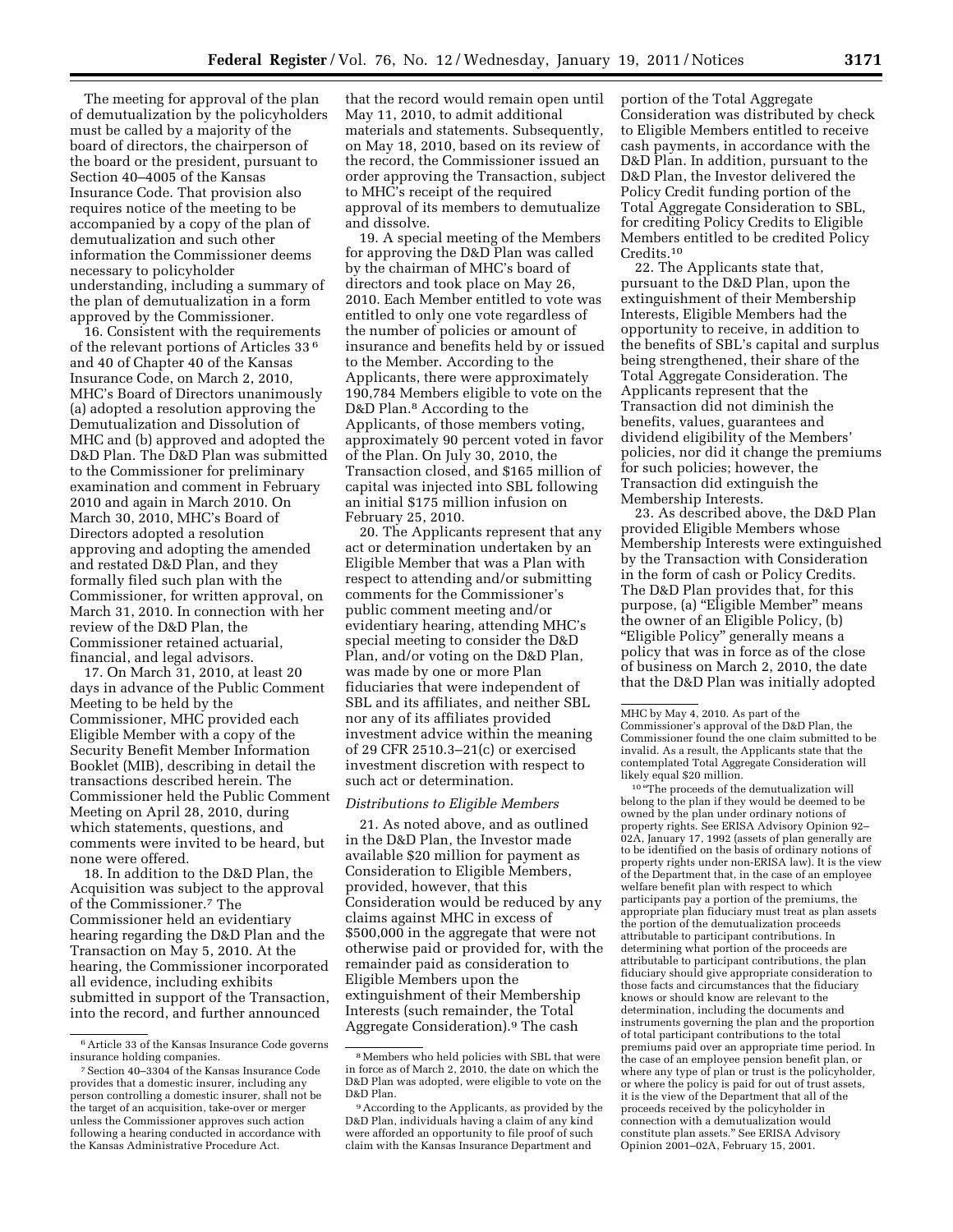The meeting for approval of the plan of demutualization by the policyholders must be called by a majority of the board of directors, the chairperson of the board or the president, pursuant to Section 40–4005 of the Kansas Insurance Code. That provision also requires notice of the meeting to be accompanied by a copy of the plan of demutualization and such other information the Commissioner deems necessary to policyholder understanding, including a summary of the plan of demutualization in a form approved by the Commissioner.

16. Consistent with the requirements of the relevant portions of Articles 33 [6] and 40 of Chapter 40 of the Kansas Insurance Code, on March 2, 2010, MHC's Board of Directors unanimously (a) adopted a resolution approving the Demutualization and Dissolution of MHC and (b) approved and adopted the D&D Plan. The D&D Plan was submitted to the Commissioner for preliminary examination and comment in February 2010 and again in March 2010. On March 30, 2010, MHC's Board of Directors adopted a resolution approving and adopting the amended and restated D&D Plan, and they formally filed such plan with the Commissioner, for written approval, on March 31, 2010. In connection with her review of the D&D Plan, the Commissioner retained actuarial, financial, and legal advisors.

17. On March 31, 2010, at least 20 days in advance of the Public Comment Meeting to be held by the Commissioner, MHC provided each Eligible Member with a copy of the Security Benefit Member Information Booklet (MIB), describing in detail the transactions described herein. The Commissioner held the Public Comment Meeting on April 28, 2010, during which statements, questions, and comments were invited to be heard, but none were offered.

18. In addition to the D&D Plan, the Acquisition was subject to the approval of the Commissioner.[7] The Commissioner held an evidentiary hearing regarding the D&D Plan and the Transaction on May 5, 2010. At the hearing, the Commissioner incorporated all evidence, including exhibits submitted in support of the Transaction, into the record, and further announced that the record would remain open until May 11, 2010, to admit additional materials and statements. Subsequently, on May 18, 2010, based on its review of the record, the Commissioner issued an order approving the Transaction, subject to MHC's receipt of the required approval of its members to demutualize and dissolve.

19. A special meeting of the Members for approving the D&D Plan was called by the chairman of MHC's board of directors and took place on May 26, 2010. Each Member entitled to vote was entitled to only one vote regardless of the number of policies or amount of insurance and benefits held by or issued to the Member. According to the Applicants, there were approximately 190,784 Members eligible to vote on the D&D Plan.[8] According to the Applicants, of those members voting, approximately 90 percent voted in favor of the Plan. On July 30, 2010, the Transaction closed, and $165 million of capital was injected into SBL following an initial $175 million infusion on February 25, 2010.

20. The Applicants represent that any act or determination undertaken by an Eligible Member that was a Plan with respect to attending and/or submitting comments for the Commissioner's public comment meeting and/or evidentiary hearing, attending MHC's special meeting to consider the D&D Plan, and/or voting on the D&D Plan, was made by one or more Plan fiduciaries that were independent of SBL and its affiliates, and neither SBL nor any of its affiliates provided investment advice within the meaning of 29 CFR 2510.3–21(c) or exercised investment discretion with respect to such act or determination.

*Distributions to Eligible Members*

21. As noted above, and as outlined in the D&D Plan, the Investor made available $20 million for payment as Consideration to Eligible Members, provided, however, that this Consideration would be reduced by any claims against MHC in excess of $500,000 in the aggregate that were not otherwise paid or provided for, with the remainder paid as consideration to Eligible Members upon the extinguishment of their Membership Interests (such remainder, the Total Aggregate Consideration).[9] The cash portion of the Total Aggregate Consideration was distributed by check to Eligible Members entitled to receive cash payments, in accordance with the D&D Plan. In addition, pursuant to the D&D Plan, the Investor delivered the Policy Credit funding portion of the Total Aggregate Consideration to SBL, for crediting Policy Credits to Eligible Members entitled to be credited Policy Credits.[10]

22. The Applicants state that, pursuant to the D&D Plan, upon the extinguishment of their Membership Interests, Eligible Members had the opportunity to receive, in addition to the benefits of SBL's capital and surplus being strengthened, their share of the Total Aggregate Consideration. The Applicants represent that the Transaction did not diminish the benefits, values, guarantees and dividend eligibility of the Members' policies, nor did it change the premiums for such policies; however, the Transaction did extinguish the Membership Interests.

23. As described above, the D&D Plan provided Eligible Members whose Membership Interests were extinguished by the Transaction with Consideration in the form of cash or Policy Credits. The D&D Plan provides that, for this purpose, (a) "Eligible Member" means the owner of an Eligible Policy, (b) "Eligible Policy" generally means a policy that was in force as of the close of business on March 2, 2010, the date that the D&D Plan was initially adopted

---

[6] Article 33 of the Kansas Insurance Code governs insurance holding companies.

[7] Section 40–3304 of the Kansas Insurance Code provides that a domestic insurer, including any person controlling a domestic insurer, shall not be the target of an acquisition, take-over or merger unless the Commissioner approves such action following a hearing conducted in accordance with the Kansas Administrative Procedure Act.

[8] Members who held policies with SBL that were in force as of March 2, 2010, the date on which the D&D Plan was adopted, were eligible to vote on the D&D Plan.

[9] According to the Applicants, as provided by the D&D Plan, individuals having a claim of any kind were afforded an opportunity to file proof of such claim with the Kansas Insurance Department and MHC by May 4, 2010. As part of the Commissioner's approval of the D&D Plan, the Commissioner found the one claim submitted to be invalid. As a result, the Applicants state that the contemplated Total Aggregate Consideration will likely equal $20 million.

[10] "The proceeds of the demutualization will belong to the plan if they would be deemed to be owned by the plan under ordinary notions of property rights. See ERISA Advisory Opinion 92–02A, January 17, 1992 (assets of plan generally are to be identified on the basis of ordinary notions of property rights under non-ERISA law). It is the view of the Department that, in the case of an employee welfare benefit plan with respect to which participants pay a portion of the premiums, the appropriate plan fiduciary must treat as plan assets the portion of the demutualization proceeds attributable to participant contributions. In determining what portion of the proceeds are attributable to participant contributions, the plan fiduciary should give appropriate consideration to those facts and circumstances that the fiduciary knows or should know are relevant to the determination, including the documents and instruments governing the plan and the proportion of total participant contributions to the total premiums paid over an appropriate time period. In the case of an employee pension benefit plan, or where any type of plan or trust is the policyholder, or where the policy is paid for out of trust assets, it is the view of the Department that all of the proceeds received by the policyholder in connection with a demutualization would constitute plan assets." See ERISA Advisory Opinion 2001–02A, February 15, 2001.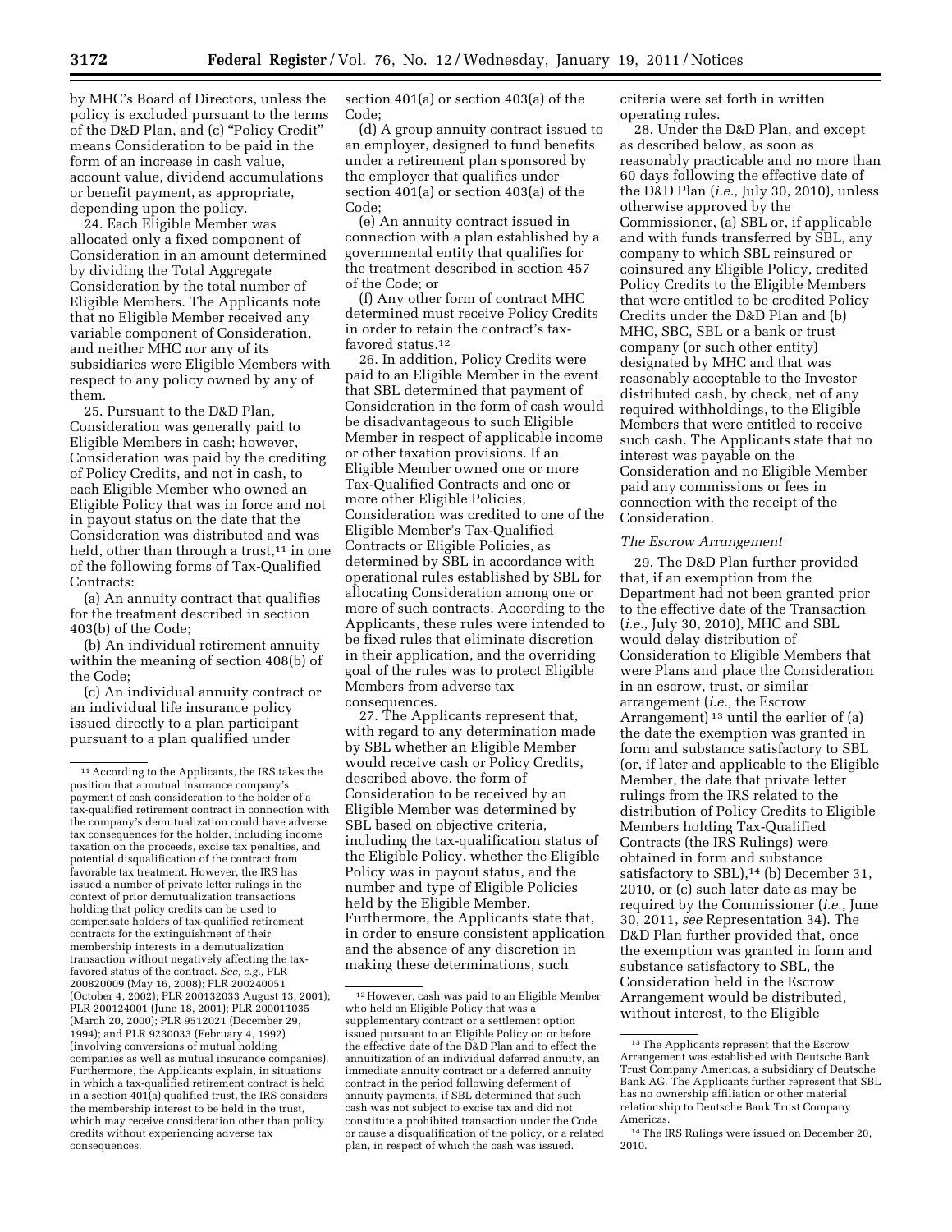by MHC's Board of Directors, unless the policy is excluded pursuant to the terms of the D&D Plan, and (c) "Policy Credit" means Consideration to be paid in the form of an increase in cash value, account value, dividend accumulations or benefit payment, as appropriate, depending upon the policy.

24. Each Eligible Member was allocated only a fixed component of Consideration in an amount determined by dividing the Total Aggregate Consideration by the total number of Eligible Members. The Applicants note that no Eligible Member received any variable component of Consideration, and neither MHC nor any of its subsidiaries were Eligible Members with respect to any policy owned by any of them.

25. Pursuant to the D&D Plan, Consideration was generally paid to Eligible Members in cash; however, Consideration was paid by the crediting of Policy Credits, and not in cash, to each Eligible Member who owned an Eligible Policy that was in force and not in payout status on the date that the Consideration was distributed and was held, other than through a trust,[11] in one of the following forms of Tax-Qualified Contracts:

(a) An annuity contract that qualifies for the treatment described in section 403(b) of the Code;

(b) An individual retirement annuity within the meaning of section 408(b) of the Code;

(c) An individual annuity contract or an individual life insurance policy issued directly to a plan participant pursuant to a plan qualified under section 401(a) or section 403(a) of the Code;

(d) A group annuity contract issued to an employer, designed to fund benefits under a retirement plan sponsored by the employer that qualifies under section 401(a) or section 403(a) of the Code;

(e) An annuity contract issued in connection with a plan established by a governmental entity that qualifies for the treatment described in section 457 of the Code; or

(f) Any other form of contract MHC determined must receive Policy Credits in order to retain the contract's tax-favored status.[12]

26. In addition, Policy Credits were paid to an Eligible Member in the event that SBL determined that payment of Consideration in the form of cash would be disadvantageous to such Eligible Member in respect of applicable income or other taxation provisions. If an Eligible Member owned one or more Tax-Qualified Contracts and one or more other Eligible Policies, Consideration was credited to one of the Eligible Member's Tax-Qualified Contracts or Eligible Policies, as determined by SBL in accordance with operational rules established by SBL for allocating Consideration among one or more of such contracts. According to the Applicants, these rules were intended to be fixed rules that eliminate discretion in their application, and the overriding goal of the rules was to protect Eligible Members from adverse tax consequences.

27. The Applicants represent that, with regard to any determination made by SBL whether an Eligible Member would receive cash or Policy Credits, described above, the form of Consideration to be received by an Eligible Member was determined by SBL based on objective criteria, including the tax-qualification status of the Eligible Policy, whether the Eligible Policy was in payout status, and the number and type of Eligible Policies held by the Eligible Member. Furthermore, the Applicants state that, in order to ensure consistent application and the absence of any discretion in making these determinations, such criteria were set forth in written operating rules.

28. Under the D&D Plan, and except as described below, as soon as reasonably practicable and no more than 60 days following the effective date of the D&D Plan (*i.e.,* July 30, 2010), unless otherwise approved by the Commissioner, (a) SBL or, if applicable and with funds transferred by SBL, any company to which SBL reinsured or coinsured any Eligible Policy, credited Policy Credits to the Eligible Members that were entitled to be credited Policy Credits under the D&D Plan and (b) MHC, SBC, SBL or a bank or trust company (or such other entity) designated by MHC and that was reasonably acceptable to the Investor distributed cash, by check, net of any required withholdings, to the Eligible Members that were entitled to receive such cash. The Applicants state that no interest was payable on the Consideration and no Eligible Member paid any commissions or fees in connection with the receipt of the Consideration.

*The Escrow Arrangement*

29. The D&D Plan further provided that, if an exemption from the Department had not been granted prior to the effective date of the Transaction (*i.e.,* July 30, 2010), MHC and SBL would delay distribution of Consideration to Eligible Members that were Plans and place the Consideration in an escrow, trust, or similar arrangement (*i.e.,* the Escrow Arrangement)[13] until the earlier of (a) the date the exemption was granted in form and substance satisfactory to SBL (or, if later and applicable to the Eligible Member, the date that private letter rulings from the IRS related to the distribution of Policy Credits to Eligible Members holding Tax-Qualified Contracts (the IRS Rulings) were obtained in form and substance satisfactory to SBL),[14] (b) December 31, 2010, or (c) such later date as may be required by the Commissioner (*i.e.,* June 30, 2011, *see* Representation 34). The D&D Plan further provided that, once the exemption was granted in form and substance satisfactory to SBL, the Consideration held in the Escrow Arrangement would be distributed, without interest, to the Eligible

---

[11] According to the Applicants, the IRS takes the position that a mutual insurance company's payment of cash consideration to the holder of a tax-qualified retirement contract in connection with the company's demutualization could have adverse tax consequences for the holder, including income taxation on the proceeds, excise tax penalties, and potential disqualification of the contract from favorable tax treatment. However, the IRS has issued a number of private letter rulings in the context of prior demutualization transactions holding that policy credits can be used to compensate holders of tax-qualified retirement contracts for the extinguishment of their membership interests in a demutualization transaction without negatively affecting the tax-favored status of the contract. *See, e.g.,* PLR 200820009 (May 16, 2008); PLR 200240051 (October 4, 2002); PLR 200132033 August 13, 2001); PLR 200124001 (June 18, 2001); PLR 200011035 (March 20, 2000); PLR 9512021 (December 29, 1994); and PLR 9230033 (February 4, 1992) (involving conversions of mutual holding companies as well as mutual insurance companies). Furthermore, the Applicants explain, in situations in which a tax-qualified retirement contract is held in a section 401(a) qualified trust, the IRS considers the membership interest to be held in the trust, which may receive consideration other than policy credits without experiencing adverse tax consequences.

[12] However, cash was paid to an Eligible Member who held an Eligible Policy that was a supplementary contract or a settlement option issued pursuant to an Eligible Policy on or before the effective date of the D&D Plan and to effect the annuitization of an individual deferred annuity, an immediate annuity contract or a deferred annuity contract in the period following deferment of annuity payments, if SBL determined that such cash was not subject to excise tax and did not constitute a prohibited transaction under the Code or cause a disqualification of the policy, or a related plan, in respect of which the cash was issued.

[13] The Applicants represent that the Escrow Arrangement was established with Deutsche Bank Trust Company Americas, a subsidiary of Deutsche Bank AG. The Applicants further represent that SBL has no ownership affiliation or other material relationship to Deutsche Bank Trust Company Americas.

[14] The IRS Rulings were issued on December 20, 2010.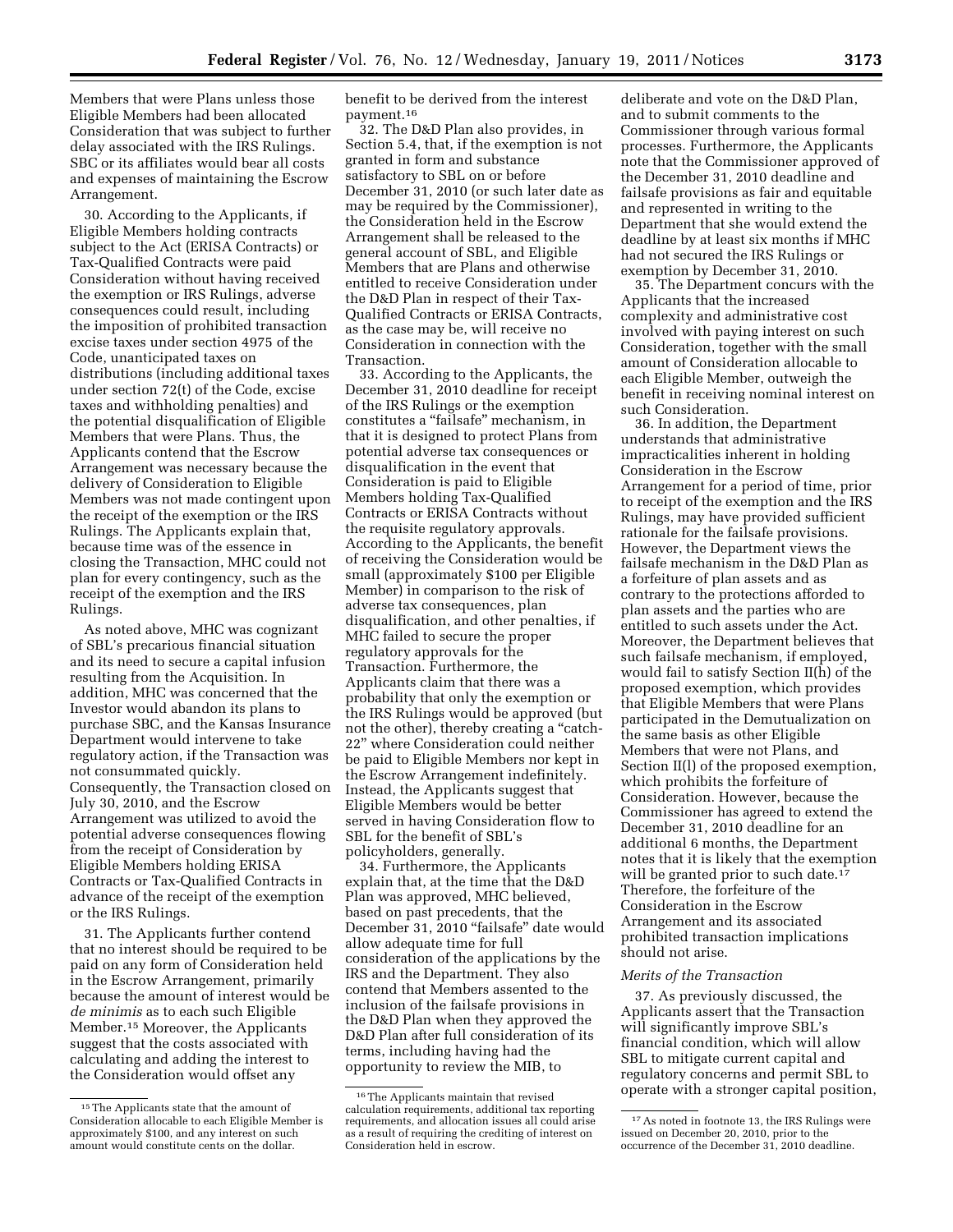Members that were Plans unless those Eligible Members had been allocated Consideration that was subject to further delay associated with the IRS Rulings. SBC or its affiliates would bear all costs and expenses of maintaining the Escrow Arrangement.

30. According to the Applicants, if Eligible Members holding contracts subject to the Act (ERISA Contracts) or Tax-Qualified Contracts were paid Consideration without having received the exemption or IRS Rulings, adverse consequences could result, including the imposition of prohibited transaction excise taxes under section 4975 of the Code, unanticipated taxes on distributions (including additional taxes under section 72(t) of the Code, excise taxes and withholding penalties) and the potential disqualification of Eligible Members that were Plans. Thus, the Applicants contend that the Escrow Arrangement was necessary because the delivery of Consideration to Eligible Members was not made contingent upon the receipt of the exemption or the IRS Rulings. The Applicants explain that, because time was of the essence in closing the Transaction, MHC could not plan for every contingency, such as the receipt of the exemption and the IRS Rulings.

As noted above, MHC was cognizant of SBL's precarious financial situation and its need to secure a capital infusion resulting from the Acquisition. In addition, MHC was concerned that the Investor would abandon its plans to purchase SBC, and the Kansas Insurance Department would intervene to take regulatory action, if the Transaction was not consummated quickly. Consequently, the Transaction closed on July 30, 2010, and the Escrow Arrangement was utilized to avoid the potential adverse consequences flowing from the receipt of Consideration by Eligible Members holding ERISA Contracts or Tax-Qualified Contracts in advance of the receipt of the exemption or the IRS Rulings.

31. The Applicants further contend that no interest should be required to be paid on any form of Consideration held in the Escrow Arrangement, primarily because the amount of interest would be *de minimis* as to each such Eligible Member.[15] Moreover, the Applicants suggest that the costs associated with calculating and adding the interest to the Consideration would offset any benefit to be derived from the interest payment.[16]

32. The D&D Plan also provides, in Section 5.4, that, if the exemption is not granted in form and substance satisfactory to SBL on or before December 31, 2010 (or such later date as may be required by the Commissioner), the Consideration held in the Escrow Arrangement shall be released to the general account of SBL, and Eligible Members that are Plans and otherwise entitled to receive Consideration under the D&D Plan in respect of their Tax-Qualified Contracts or ERISA Contracts, as the case may be, will receive no Consideration in connection with the Transaction.

33. According to the Applicants, the December 31, 2010 deadline for receipt of the IRS Rulings or the exemption constitutes a "failsafe" mechanism, in that it is designed to protect Plans from potential adverse tax consequences or disqualification in the event that Consideration is paid to Eligible Members holding Tax-Qualified Contracts or ERISA Contracts without the requisite regulatory approvals. According to the Applicants, the benefit of receiving the Consideration would be small (approximately $100 per Eligible Member) in comparison to the risk of adverse tax consequences, plan disqualification, and other penalties, if MHC failed to secure the proper regulatory approvals for the Transaction. Furthermore, the Applicants claim that there was a probability that only the exemption or the IRS Rulings would be approved (but not the other), thereby creating a "catch-22" where Consideration could neither be paid to Eligible Members nor kept in the Escrow Arrangement indefinitely. Instead, the Applicants suggest that Eligible Members would be better served in having Consideration flow to SBL for the benefit of SBL's policyholders, generally.

34. Furthermore, the Applicants explain that, at the time that the D&D Plan was approved, MHC believed, based on past precedents, that the December 31, 2010 "failsafe" date would allow adequate time for full consideration of the applications by the IRS and the Department. They also contend that Members assented to the inclusion of the failsafe provisions in the D&D Plan when they approved the D&D Plan after full consideration of its terms, including having had the opportunity to review the MIB, to deliberate and vote on the D&D Plan, and to submit comments to the Commissioner through various formal processes. Furthermore, the Applicants note that the Commissioner approved of the December 31, 2010 deadline and failsafe provisions as fair and equitable and represented in writing to the Department that she would extend the deadline by at least six months if MHC had not secured the IRS Rulings or exemption by December 31, 2010.

35. The Department concurs with the Applicants that the increased complexity and administrative cost involved with paying interest on such Consideration, together with the small amount of Consideration allocable to each Eligible Member, outweigh the benefit in receiving nominal interest on such Consideration.

36. In addition, the Department understands that administrative impracticalities inherent in holding Consideration in the Escrow Arrangement for a period of time, prior to receipt of the exemption and the IRS Rulings, may have provided sufficient rationale for the failsafe provisions. However, the Department views the failsafe mechanism in the D&D Plan as a forfeiture of plan assets and as contrary to the protections afforded to plan assets and the parties who are entitled to such assets under the Act. Moreover, the Department believes that such failsafe mechanism, if employed, would fail to satisfy Section II(h) of the proposed exemption, which provides that Eligible Members that were Plans participated in the Demutualization on the same basis as other Eligible Members that were not Plans, and Section II(l) of the proposed exemption, which prohibits the forfeiture of Consideration. However, because the Commissioner has agreed to extend the December 31, 2010 deadline for an additional 6 months, the Department notes that it is likely that the exemption will be granted prior to such date.[17] Therefore, the forfeiture of the Consideration in the Escrow Arrangement and its associated prohibited transaction implications should not arise.

### *Merits of the Transaction*

37. As previously discussed, the Applicants assert that the Transaction will significantly improve SBL's financial condition, which will allow SBL to mitigate current capital and regulatory concerns and permit SBL to operate with a stronger capital position,

---

[15] The Applicants state that the amount of Consideration allocable to each Eligible Member is approximately $100, and any interest on such amount would constitute cents on the dollar.

[16] The Applicants maintain that revised calculation requirements, additional tax reporting requirements, and allocation issues all could arise as a result of requiring the crediting of interest on Consideration held in escrow.

[17] As noted in footnote 13, the IRS Rulings were issued on December 20, 2010, prior to the occurrence of the December 31, 2010 deadline.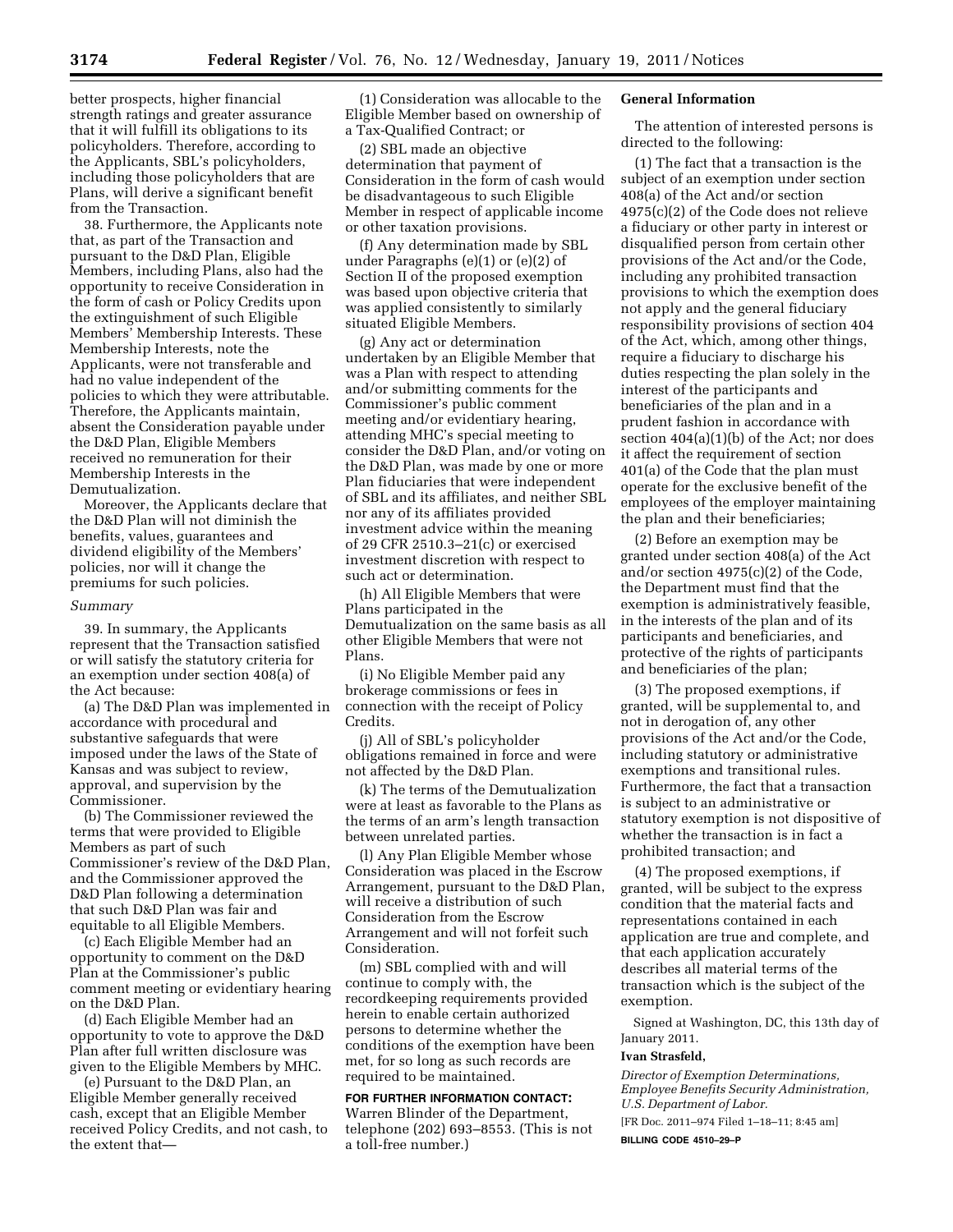better prospects, higher financial strength ratings and greater assurance that it will fulfill its obligations to its policyholders. Therefore, according to the Applicants, SBL's policyholders, including those policyholders that are Plans, will derive a significant benefit from the Transaction.

38. Furthermore, the Applicants note that, as part of the Transaction and pursuant to the D&D Plan, Eligible Members, including Plans, also had the opportunity to receive Consideration in the form of cash or Policy Credits upon the extinguishment of such Eligible Members' Membership Interests. These Membership Interests, note the Applicants, were not transferable and had no value independent of the policies to which they were attributable. Therefore, the Applicants maintain, absent the Consideration payable under the D&D Plan, Eligible Members received no remuneration for their Membership Interests in the Demutualization.

Moreover, the Applicants declare that the D&D Plan will not diminish the benefits, values, guarantees and dividend eligibility of the Members' policies, nor will it change the premiums for such policies.

*Summary*

39. In summary, the Applicants represent that the Transaction satisfied or will satisfy the statutory criteria for an exemption under section 408(a) of the Act because:

(a) The D&D Plan was implemented in accordance with procedural and substantive safeguards that were imposed under the laws of the State of Kansas and was subject to review, approval, and supervision by the Commissioner.

(b) The Commissioner reviewed the terms that were provided to Eligible Members as part of such Commissioner's review of the D&D Plan, and the Commissioner approved the D&D Plan following a determination that such D&D Plan was fair and equitable to all Eligible Members.

(c) Each Eligible Member had an opportunity to comment on the D&D Plan at the Commissioner's public comment meeting or evidentiary hearing on the D&D Plan.

(d) Each Eligible Member had an opportunity to vote to approve the D&D Plan after full written disclosure was given to the Eligible Members by MHC.

(e) Pursuant to the D&D Plan, an Eligible Member generally received cash, except that an Eligible Member received Policy Credits, and not cash, to the extent that—

(1) Consideration was allocable to the Eligible Member based on ownership of a Tax-Qualified Contract; or

(2) SBL made an objective determination that payment of Consideration in the form of cash would be disadvantageous to such Eligible Member in respect of applicable income or other taxation provisions.

(f) Any determination made by SBL under Paragraphs (e)(1) or (e)(2) of Section II of the proposed exemption was based upon objective criteria that was applied consistently to similarly situated Eligible Members.

(g) Any act or determination undertaken by an Eligible Member that was a Plan with respect to attending and/or submitting comments for the Commissioner's public comment meeting and/or evidentiary hearing, attending MHC's special meeting to consider the D&D Plan, and/or voting on the D&D Plan, was made by one or more Plan fiduciaries that were independent of SBL and its affiliates, and neither SBL nor any of its affiliates provided investment advice within the meaning of 29 CFR 2510.3–21(c) or exercised investment discretion with respect to such act or determination.

(h) All Eligible Members that were Plans participated in the Demutualization on the same basis as all other Eligible Members that were not Plans.

(i) No Eligible Member paid any brokerage commissions or fees in connection with the receipt of Policy Credits.

(j) All of SBL's policyholder obligations remained in force and were not affected by the D&D Plan.

(k) The terms of the Demutualization were at least as favorable to the Plans as the terms of an arm's length transaction between unrelated parties.

(l) Any Plan Eligible Member whose Consideration was placed in the Escrow Arrangement, pursuant to the D&D Plan, will receive a distribution of such Consideration from the Escrow Arrangement and will not forfeit such Consideration.

(m) SBL complied with and will continue to comply with, the recordkeeping requirements provided herein to enable certain authorized persons to determine whether the conditions of the exemption have been met, for so long as such records are required to be maintained.

**FOR FURTHER INFORMATION CONTACT:** Warren Blinder of the Department, telephone (202) 693–8553. (This is not a toll-free number.)

**General Information**

The attention of interested persons is directed to the following:

(1) The fact that a transaction is the subject of an exemption under section 408(a) of the Act and/or section 4975(c)(2) of the Code does not relieve a fiduciary or other party in interest or disqualified person from certain other provisions of the Act and/or the Code, including any prohibited transaction provisions to which the exemption does not apply and the general fiduciary responsibility provisions of section 404 of the Act, which, among other things, require a fiduciary to discharge his duties respecting the plan solely in the interest of the participants and beneficiaries of the plan and in a prudent fashion in accordance with section 404(a)(1)(b) of the Act; nor does it affect the requirement of section 401(a) of the Code that the plan must operate for the exclusive benefit of the employees of the employer maintaining the plan and their beneficiaries;

(2) Before an exemption may be granted under section 408(a) of the Act and/or section 4975(c)(2) of the Code, the Department must find that the exemption is administratively feasible, in the interests of the plan and of its participants and beneficiaries, and protective of the rights of participants and beneficiaries of the plan;

(3) The proposed exemptions, if granted, will be supplemental to, and not in derogation of, any other provisions of the Act and/or the Code, including statutory or administrative exemptions and transitional rules. Furthermore, the fact that a transaction is subject to an administrative or statutory exemption is not dispositive of whether the transaction is in fact a prohibited transaction; and

(4) The proposed exemptions, if granted, will be subject to the express condition that the material facts and representations contained in each application are true and complete, and that each application accurately describes all material terms of the transaction which is the subject of the exemption.

Signed at Washington, DC, this 13th day of January 2011.

**Ivan Strasfeld,**

*Director of Exemption Determinations, Employee Benefits Security Administration, U.S. Department of Labor.*

[FR Doc. 2011–974 Filed 1–18–11; 8:45 am]

**BILLING CODE 4510–29–P**